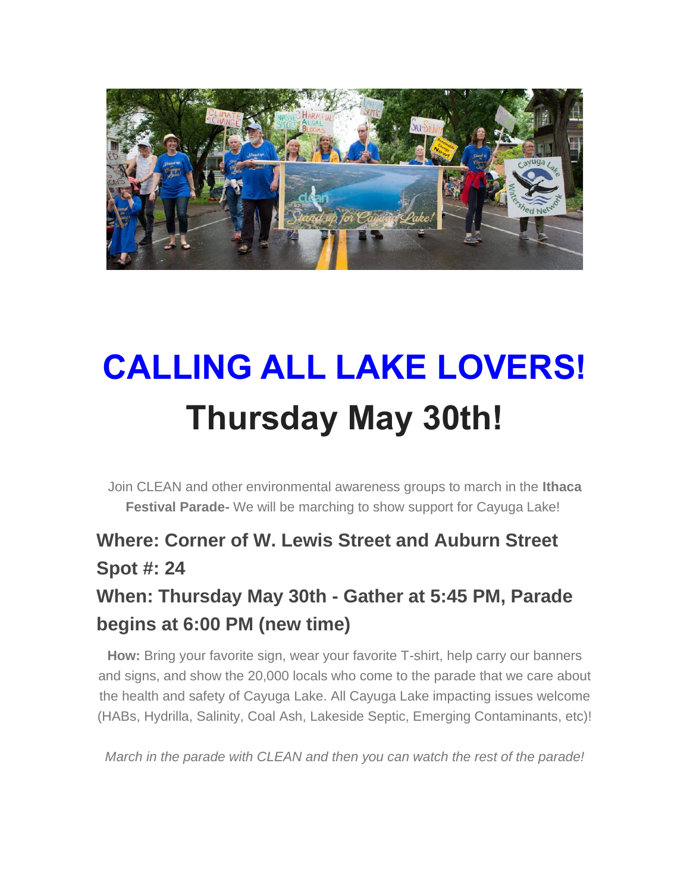# CALLING ALL LAKE LOVERS!

# Thursday May 30th!

Join CLEAN and other environmental awareness groups to march in the **Ithaca Festival Parade-** We will be marching to show support for Cayuga Lake!

### Where: Corner of W. Lewis Street and Auburn Street
### Spot #: 24
### When: Thursday May 30th - Gather at 5:45 PM, Parade begins at 6:00 PM (new time)

**How:** Bring your favorite sign, wear your favorite T-shirt, help carry our banners and signs, and show the 20,000 locals who come to the parade that we care about the health and safety of Cayuga Lake. All Cayuga Lake impacting issues welcome (HABs, Hydrilla, Salinity, Coal Ash, Lakeside Septic, Emerging Contaminants, etc)!

*March in the parade with CLEAN and then you can watch the rest of the parade!*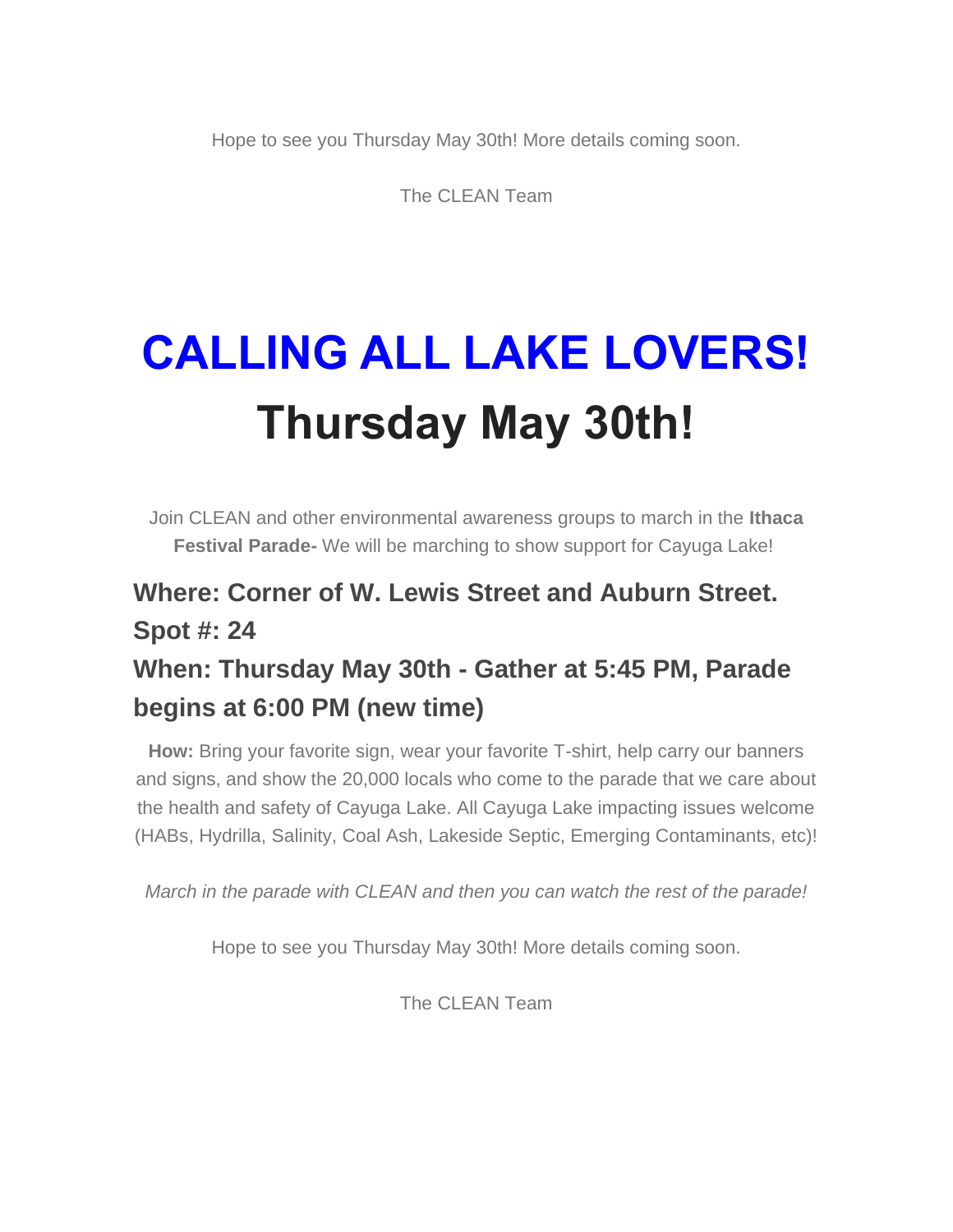Hope to see you Thursday May 30th! More details coming soon.

The CLEAN Team

# CALLING ALL LAKE LOVERS!

# Thursday May 30th!

Join CLEAN and other environmental awareness groups to march in the **Ithaca Festival Parade-** We will be marching to show support for Cayuga Lake!

### Where: Corner of W. Lewis Street and Auburn Street.
### Spot #: 24
### When: Thursday May 30th - Gather at 5:45 PM, Parade begins at 6:00 PM (new time)

**How:** Bring your favorite sign, wear your favorite T-shirt, help carry our banners and signs, and show the 20,000 locals who come to the parade that we care about the health and safety of Cayuga Lake. All Cayuga Lake impacting issues welcome (HABs, Hydrilla, Salinity, Coal Ash, Lakeside Septic, Emerging Contaminants, etc)!

*March in the parade with CLEAN and then you can watch the rest of the parade!*

Hope to see you Thursday May 30th! More details coming soon.

The CLEAN Team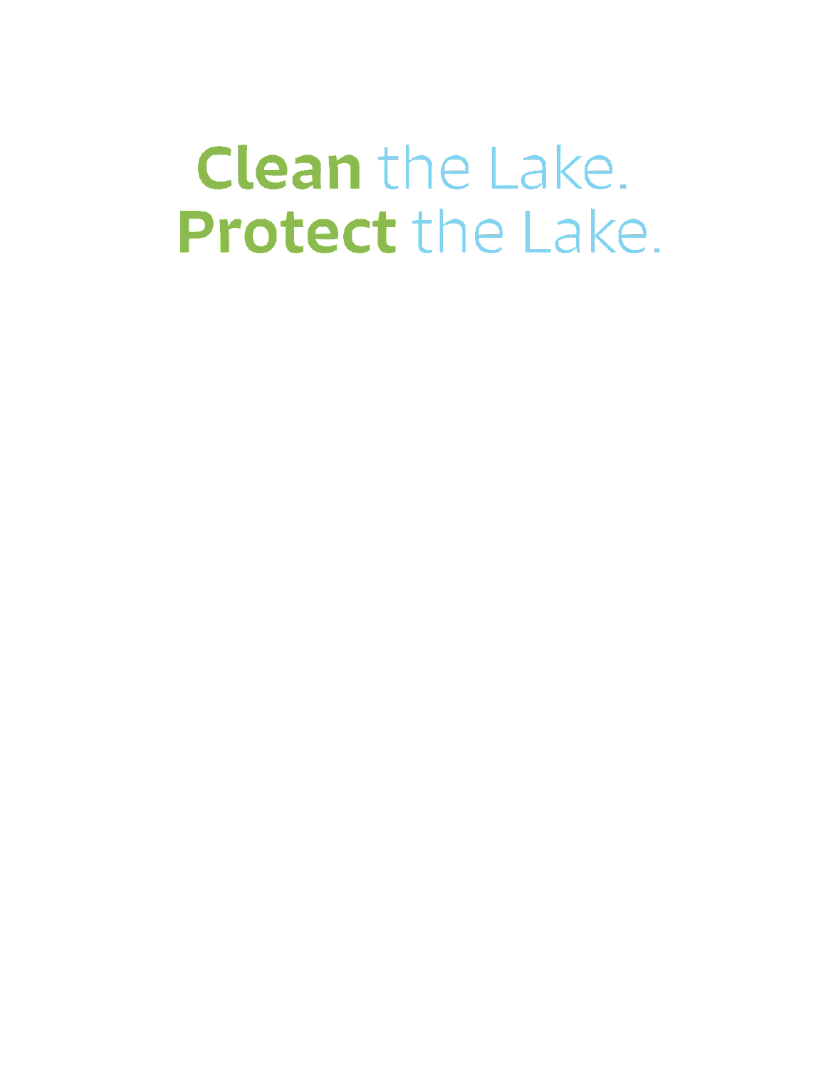**Clean** the Lake.
**Protect** the Lake.